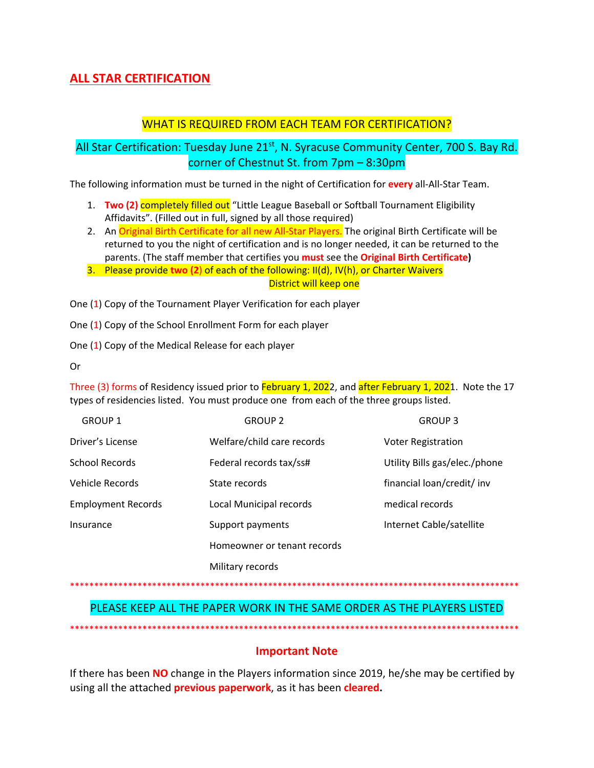# ALL STAR CERTIFICATION

## WHAT IS REQUIRED FROM EACH TEAM FOR CERTIFICATION?

## All Star Certification: Tuesday June 21st, N. Syracuse Community Center, 700 S. Bay Rd. corner of Chestnut St. from 7pm – 8:30pm

The following information must be turned in the night of Certification for **every** all-All-Star Team.

1. **Two (2)** completely filled out "Little League Baseball or Softball Tournament Eligibility Affidavits". (Filled out in full, signed by all those required)
2. An Original Birth Certificate for all new All-Star Players. The original Birth Certificate will be returned to you the night of certification and is no longer needed, it can be returned to the parents. (The staff member that certifies you **must** see the **Original Birth Certificate**)
3. Please provide **two (2)** of each of the following: II(d), IV(h), or Charter Waivers
   District will keep one

One (1) Copy of the Tournament Player Verification for each player

One (1) Copy of the School Enrollment Form for each player

One (1) Copy of the Medical Release for each player

Or

Three (3) forms of Residency issued prior to February 1, 2022, and after February 1, 2021. Note the 17 types of residencies listed. You must produce one from each of the three groups listed.

| GROUP 1 | GROUP 2 | GROUP 3 |
|---|---|---|
| Driver's License | Welfare/child care records | Voter Registration |
| School Records | Federal records tax/ss# | Utility Bills gas/elec./phone |
| Vehicle Records | State records | financial loan/credit/ inv |
| Employment Records | Local Municipal records | medical records |
| Insurance | Support payments | Internet Cable/satellite |
| | Homeowner or tenant records | |
| | Military records | |

*********************************************************************************************

PLEASE KEEP ALL THE PAPER WORK IN THE SAME ORDER AS THE PLAYERS LISTED

*********************************************************************************************

### Important Note

If there has been **NO** change in the Players information since 2019, he/she may be certified by using all the attached **previous paperwork**, as it has been **cleared.**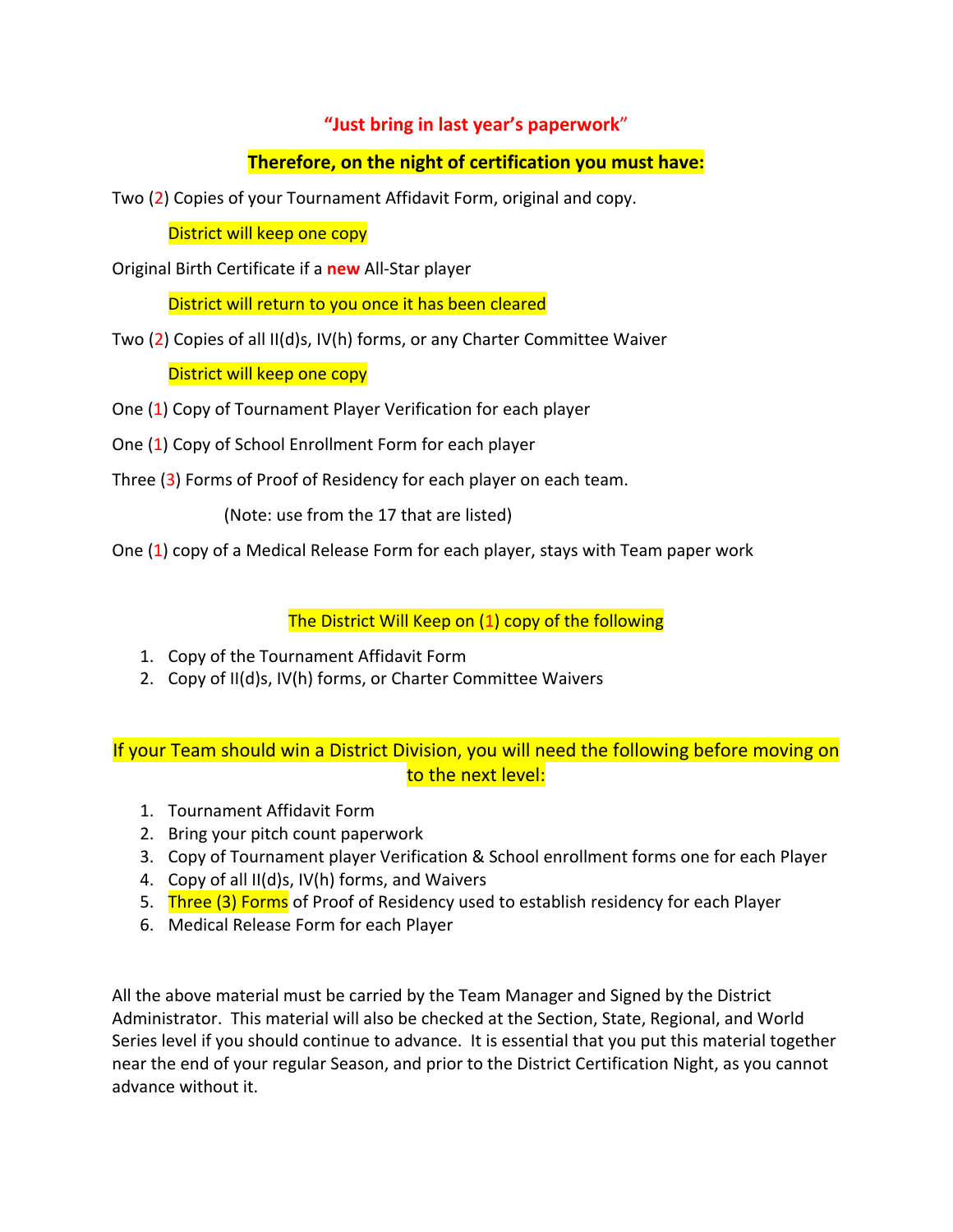**"Just bring in last year's paperwork"**

**Therefore, on the night of certification you must have:**

Two (2) Copies of your Tournament Affidavit Form, original and copy.

District will keep one copy

Original Birth Certificate if a **new** All-Star player

District will return to you once it has been cleared

Two (2) Copies of all II(d)s, IV(h) forms, or any Charter Committee Waiver

District will keep one copy

One (1) Copy of Tournament Player Verification for each player

One (1) Copy of School Enrollment Form for each player

Three (3) Forms of Proof of Residency for each player on each team.

(Note: use from the 17 that are listed)

One (1) copy of a Medical Release Form for each player, stays with Team paper work

The District Will Keep on (1) copy of the following

1. Copy of the Tournament Affidavit Form
2. Copy of II(d)s, IV(h) forms, or Charter Committee Waivers

If your Team should win a District Division, you will need the following before moving on to the next level:

1. Tournament Affidavit Form
2. Bring your pitch count paperwork
3. Copy of Tournament player Verification & School enrollment forms one for each Player
4. Copy of all II(d)s, IV(h) forms, and Waivers
5. Three (3) Forms of Proof of Residency used to establish residency for each Player
6. Medical Release Form for each Player

All the above material must be carried by the Team Manager and Signed by the District Administrator. This material will also be checked at the Section, State, Regional, and World Series level if you should continue to advance. It is essential that you put this material together near the end of your regular Season, and prior to the District Certification Night, as you cannot advance without it.